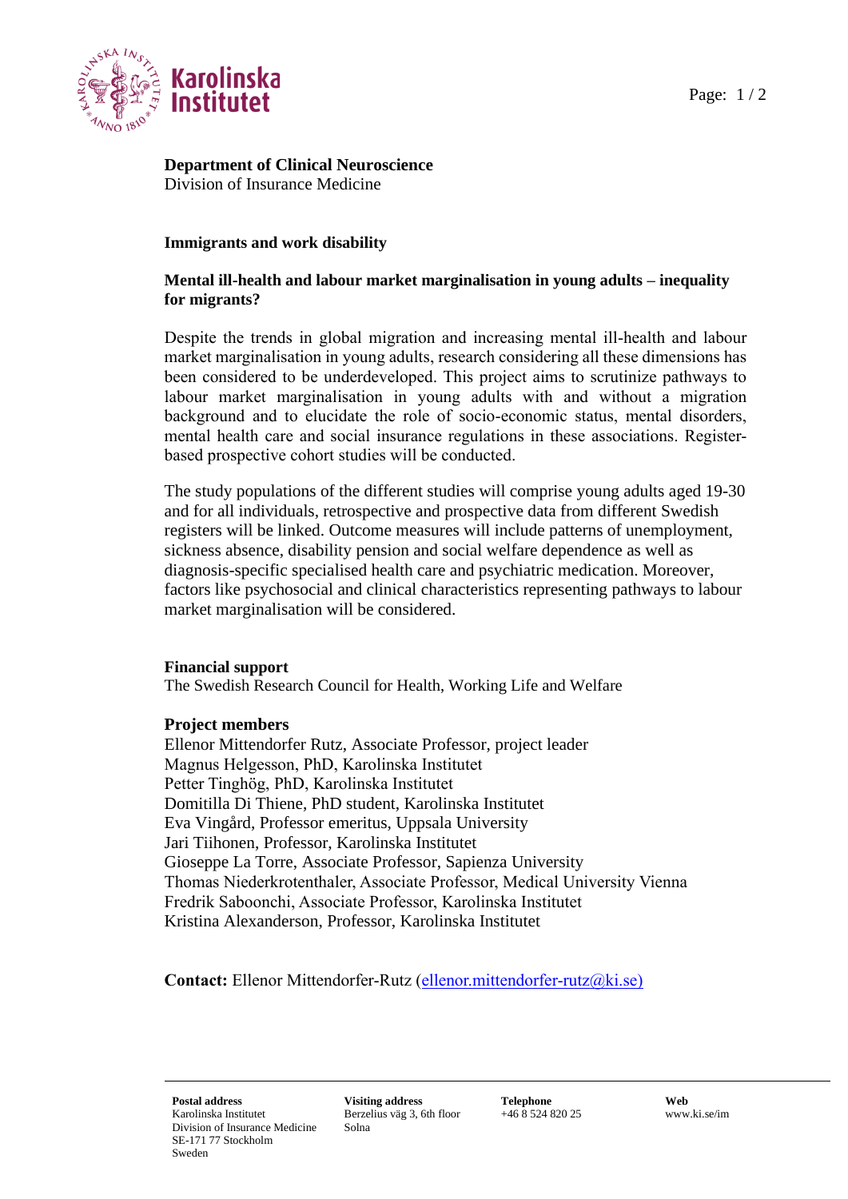**Department of Clinical Neuroscience**
Division of Insurance Medicine

## Immigrants and work disability

### Mental ill-health and labour market marginalisation in young adults – inequality for migrants?

Despite the trends in global migration and increasing mental ill-health and labour market marginalisation in young adults, research considering all these dimensions has been considered to be underdeveloped. This project aims to scrutinize pathways to labour market marginalisation in young adults with and without a migration background and to elucidate the role of socio-economic status, mental disorders, mental health care and social insurance regulations in these associations. Register-based prospective cohort studies will be conducted.

The study populations of the different studies will comprise young adults aged 19-30 and for all individuals, retrospective and prospective data from different Swedish registers will be linked. Outcome measures will include patterns of unemployment, sickness absence, disability pension and social welfare dependence as well as diagnosis-specific specialised health care and psychiatric medication. Moreover, factors like psychosocial and clinical characteristics representing pathways to labour market marginalisation will be considered.

**Financial support**
The Swedish Research Council for Health, Working Life and Welfare

**Project members**
Ellenor Mittendorfer Rutz, Associate Professor, project leader
Magnus Helgesson, PhD, Karolinska Institutet
Petter Tinghög, PhD, Karolinska Institutet
Domitilla Di Thiene, PhD student, Karolinska Institutet
Eva Vingård, Professor emeritus, Uppsala University
Jari Tiihonen, Professor, Karolinska Institutet
Gioseppe La Torre, Associate Professor, Sapienza University
Thomas Niederkrotenthaler, Associate Professor, Medical University Vienna
Fredrik Saboonchi, Associate Professor, Karolinska Institutet
Kristina Alexanderson, Professor, Karolinska Institutet

**Contact:** Ellenor Mittendorfer-Rutz (ellenor.mittendorfer-rutz@ki.se)

| **Postal address** | **Visiting address** | **Telephone** | **Web** |
|---|---|---|---|
| Karolinska Institutet<br>Division of Insurance Medicine<br>SE-171 77 Stockholm<br>Sweden | Berzelius väg 3, 6th floor<br>Solna | +46 8 524 820 25 | www.ki.se/im |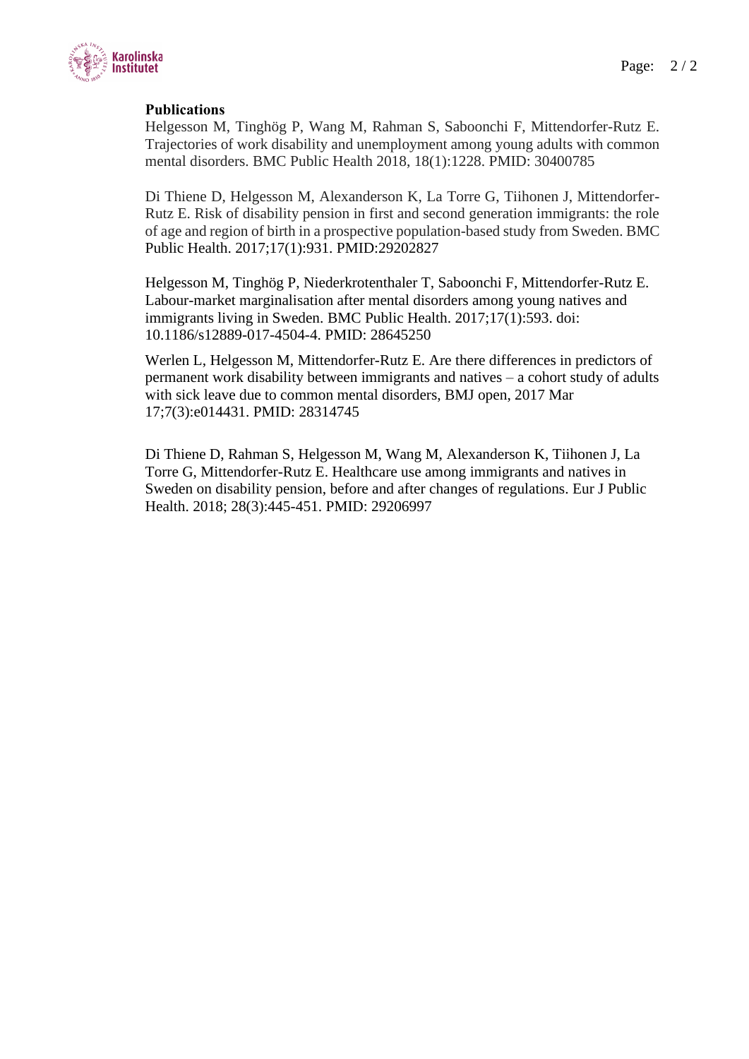**Publications**

Helgesson M, Tinghög P, Wang M, Rahman S, Saboonchi F, Mittendorfer-Rutz E. Trajectories of work disability and unemployment among young adults with common mental disorders. BMC Public Health 2018, 18(1):1228. PMID: 30400785

Di Thiene D, Helgesson M, Alexanderson K, La Torre G, Tiihonen J, Mittendorfer-Rutz E. Risk of disability pension in first and second generation immigrants: the role of age and region of birth in a prospective population-based study from Sweden. BMC Public Health. 2017;17(1):931. PMID:29202827

Helgesson M, Tinghög P, Niederkrotenthaler T, Saboonchi F, Mittendorfer-Rutz E. Labour-market marginalisation after mental disorders among young natives and immigrants living in Sweden. BMC Public Health. 2017;17(1):593. doi: 10.1186/s12889-017-4504-4. PMID: 28645250

Werlen L, Helgesson M, Mittendorfer-Rutz E. Are there differences in predictors of permanent work disability between immigrants and natives – a cohort study of adults with sick leave due to common mental disorders, BMJ open, 2017 Mar 17;7(3):e014431. PMID: 28314745

Di Thiene D, Rahman S, Helgesson M, Wang M, Alexanderson K, Tiihonen J, La Torre G, Mittendorfer-Rutz E. Healthcare use among immigrants and natives in Sweden on disability pension, before and after changes of regulations. Eur J Public Health. 2018; 28(3):445-451. PMID: 29206997